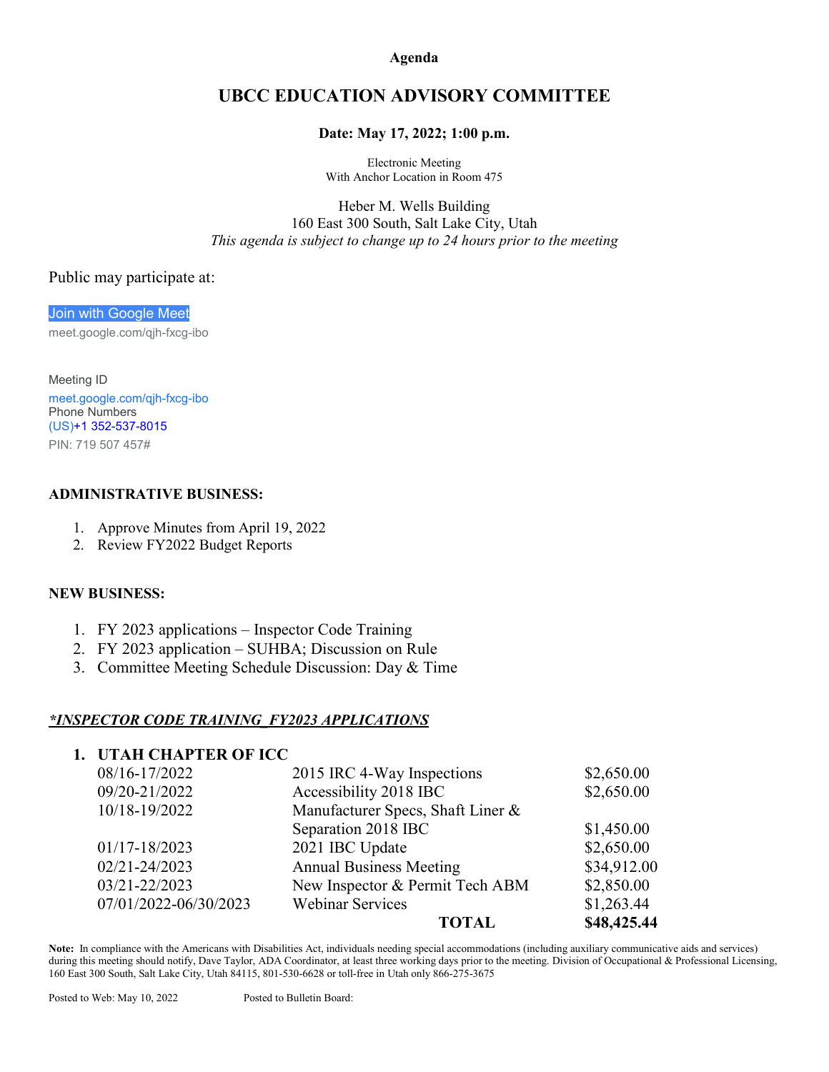**Agenda**

# UBCC EDUCATION ADVISORY COMMITTEE

**Date: May 17, 2022; 1:00 p.m.**

Electronic Meeting
With Anchor Location in Room 475

Heber M. Wells Building
160 East 300 South, Salt Lake City, Utah
*This agenda is subject to change up to 24 hours prior to the meeting*

Public may participate at:

Join with Google Meet
meet.google.com/qjh-fxcg-ibo

Meeting ID
meet.google.com/qjh-fxcg-ibo
Phone Numbers
(US)+1 352-537-8015
PIN: 719 507 457#

**ADMINISTRATIVE BUSINESS:**

1. Approve Minutes from April 19, 2022
2. Review FY2022 Budget Reports

**NEW BUSINESS:**

1. FY 2023 applications – Inspector Code Training
2. FY 2023 application – SUHBA; Discussion on Rule
3. Committee Meeting Schedule Discussion: Day & Time

***INSPECTOR CODE TRAINING_FY2023 APPLICATIONS***

**1. UTAH CHAPTER OF ICC**

| Date | Course | Amount |
|---|---|---|
| 08/16-17/2022 | 2015 IRC 4-Way Inspections | $2,650.00 |
| 09/20-21/2022 | Accessibility 2018 IBC | $2,650.00 |
| 10/18-19/2022 | Manufacturer Specs, Shaft Liner & Separation 2018 IBC | $1,450.00 |
| 01/17-18/2023 | 2021 IBC Update | $2,650.00 |
| 02/21-24/2023 | Annual Business Meeting | $34,912.00 |
| 03/21-22/2023 | New Inspector & Permit Tech ABM | $2,850.00 |
| 07/01/2022-06/30/2023 | Webinar Services | $1,263.44 |
| | **TOTAL** | **$48,425.44** |

**Note:** In compliance with the Americans with Disabilities Act, individuals needing special accommodations (including auxiliary communicative aids and services) during this meeting should notify, Dave Taylor, ADA Coordinator, at least three working days prior to the meeting. Division of Occupational & Professional Licensing, 160 East 300 South, Salt Lake City, Utah 84115, 801-530-6628 or toll-free in Utah only 866-275-3675

Posted to Web: May 10, 2022 Posted to Bulletin Board: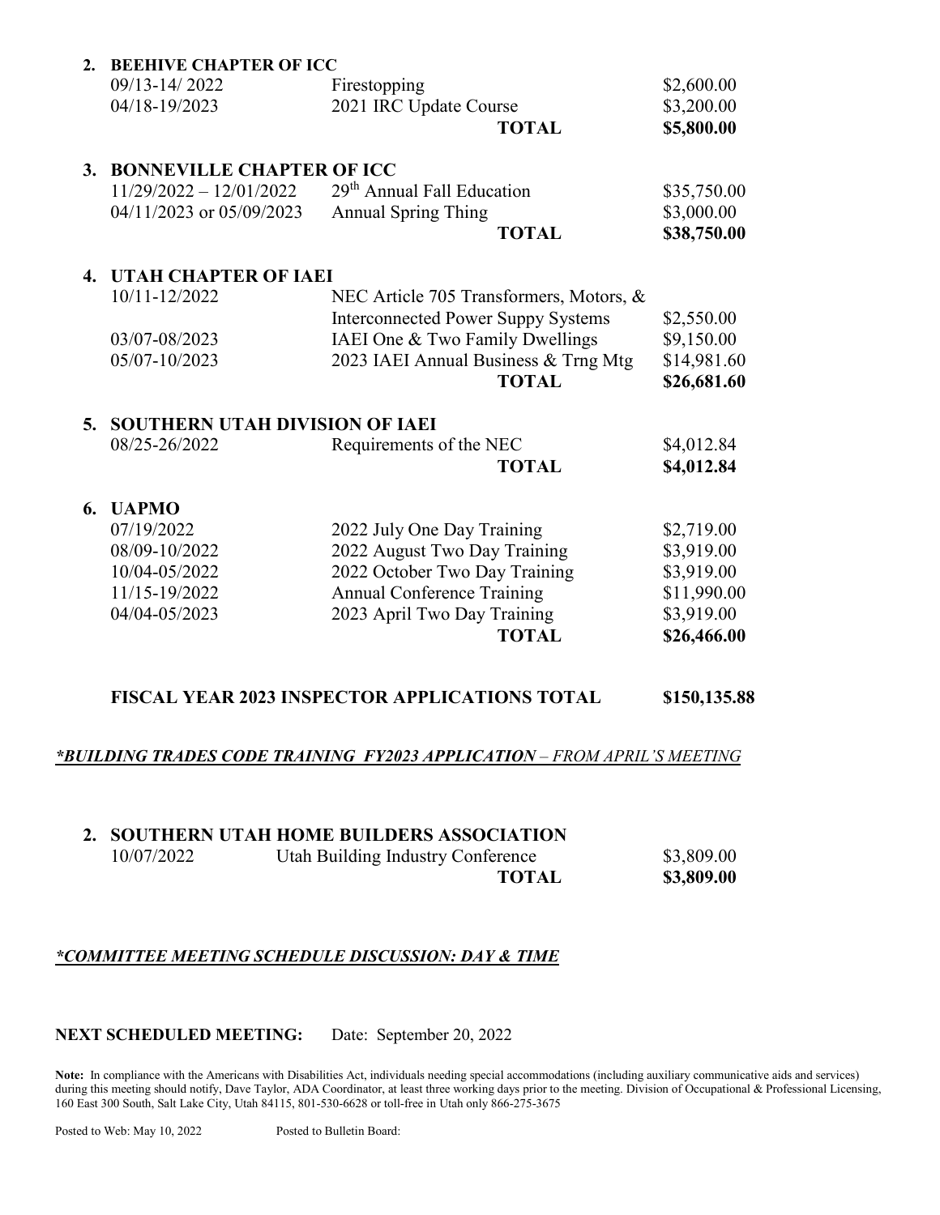**2. BEEHIVE CHAPTER OF ICC**

| | | |
|---|---|---|
| 09/13-14/ 2022 | Firestopping | $2,600.00 |
| 04/18-19/2023 | 2021 IRC Update Course | $3,200.00 |
| | **TOTAL** | **$5,800.00** |

**3. BONNEVILLE CHAPTER OF ICC**

| | | |
|---|---|---|
| 11/29/2022 – 12/01/2022 | 29th Annual Fall Education | $35,750.00 |
| 04/11/2023 or 05/09/2023 | Annual Spring Thing | $3,000.00 |
| | **TOTAL** | **$38,750.00** |

**4. UTAH CHAPTER OF IAEI**

| | | |
|---|---|---|
| 10/11-12/2022 | NEC Article 705 Transformers, Motors, & Interconnected Power Suppy Systems | $2,550.00 |
| 03/07-08/2023 | IAEI One & Two Family Dwellings | $9,150.00 |
| 05/07-10/2023 | 2023 IAEI Annual Business & Trng Mtg | $14,981.60 |
| | **TOTAL** | **$26,681.60** |

**5. SOUTHERN UTAH DIVISION OF IAEI**

| | | |
|---|---|---|
| 08/25-26/2022 | Requirements of the NEC | $4,012.84 |
| | **TOTAL** | **$4,012.84** |

**6. UAPMO**

| | | |
|---|---|---|
| 07/19/2022 | 2022 July One Day Training | $2,719.00 |
| 08/09-10/2022 | 2022 August Two Day Training | $3,919.00 |
| 10/04-05/2022 | 2022 October Two Day Training | $3,919.00 |
| 11/15-19/2022 | Annual Conference Training | $11,990.00 |
| 04/04-05/2023 | 2023 April Two Day Training | $3,919.00 |
| | **TOTAL** | **$26,466.00** |

**FISCAL YEAR 2023 INSPECTOR APPLICATIONS TOTAL $150,135.88**

***BUILDING TRADES CODE TRAINING FY2023 APPLICATION** – *FROM APRIL'S MEETING*

**2. SOUTHERN UTAH HOME BUILDERS ASSOCIATION**

| | | |
|---|---|---|
| 10/07/2022 | Utah Building Industry Conference | $3,809.00 |
| | **TOTAL** | **$3,809.00** |

***COMMITTEE MEETING SCHEDULE DISCUSSION: DAY & TIME***

**NEXT SCHEDULED MEETING:** Date: September 20, 2022

**Note:** In compliance with the Americans with Disabilities Act, individuals needing special accommodations (including auxiliary communicative aids and services) during this meeting should notify, Dave Taylor, ADA Coordinator, at least three working days prior to the meeting. Division of Occupational & Professional Licensing, 160 East 300 South, Salt Lake City, Utah 84115, 801-530-6628 or toll-free in Utah only 866-275-3675

Posted to Web: May 10, 2022 Posted to Bulletin Board: